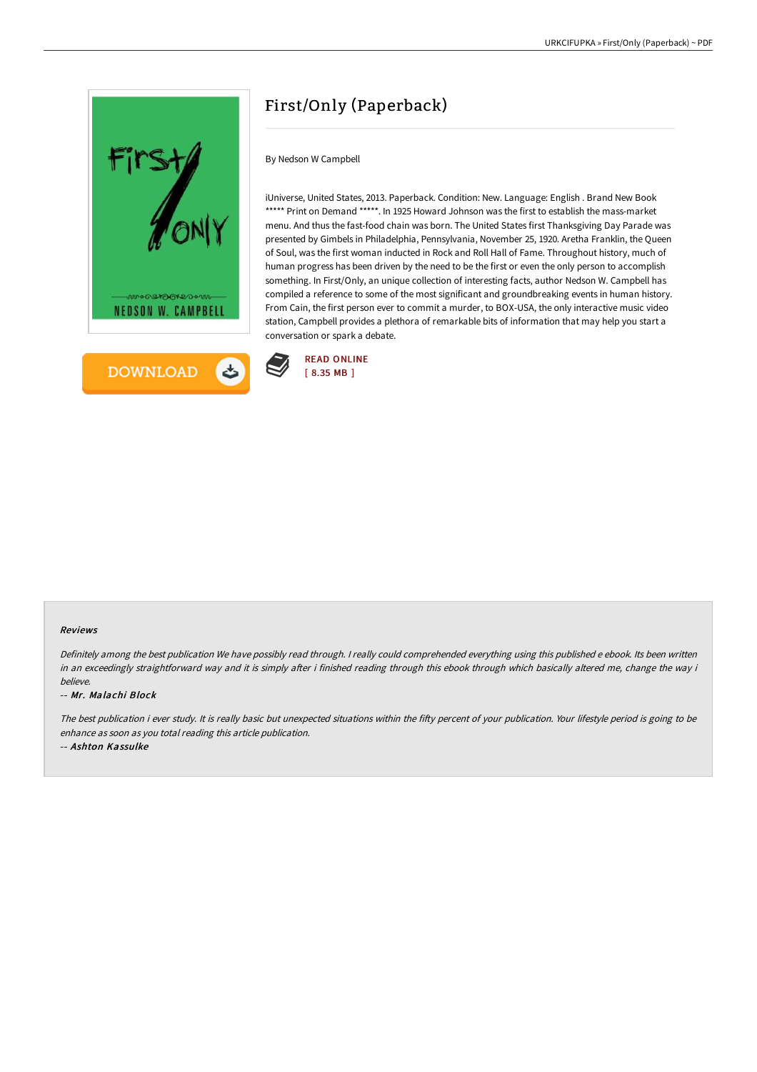# First/Only (Paperback)

By Nedson W Campbell

iUniverse, United States, 2013. Paperback. Condition: New. Language: English . Brand New Book ***** Print on Demand *****. In 1925 Howard Johnson was the first to establish the mass-market menu. And thus the fast-food chain was born. The United States first Thanksgiving Day Parade was presented by Gimbels in Philadelphia, Pennsylvania, November 25, 1920. Aretha Franklin, the Queen of Soul, was the first woman inducted in Rock and Roll Hall of Fame. Throughout history, much of human progress has been driven by the need to be the first or even the only person to accomplish something. In First/Only, an unique collection of interesting facts, author Nedson W. Campbell has compiled a reference to some of the most significant and groundbreaking events in human history. From Cain, the first person ever to commit a murder, to BOX-USA, the only interactive music video station, Campbell provides a plethora of remarkable bits of information that may help you start a conversation or spark a debate.

DOWNLOAD

READ ONLINE
[ 8.35 MB ]

### Reviews

*Definitely among the best publication We have possibly read through. I really could comprehended everything using this published e ebook. Its been written in an exceedingly straightforward way and it is simply after i finished reading through this ebook through which basically altered me, change the way i believe.*

-- ***Mr. Malachi Block***

*The best publication i ever study. It is really basic but unexpected situations within the fifty percent of your publication. Your lifestyle period is going to be enhance as soon as you total reading this article publication.*

-- ***Ashton Kassulke***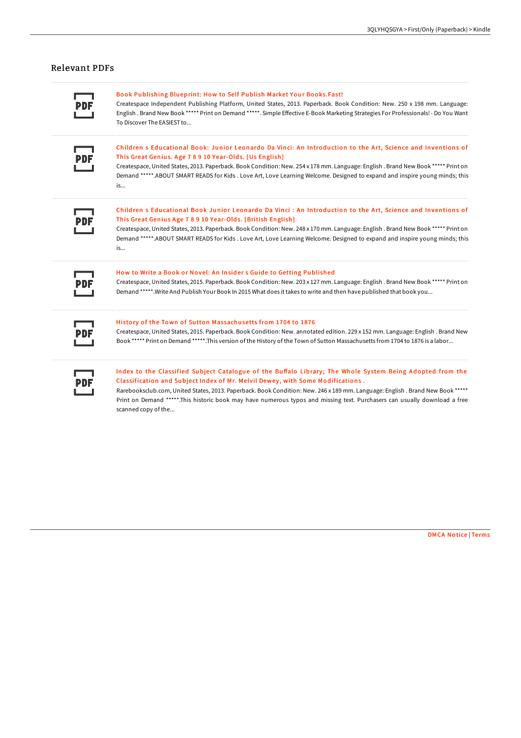## Relevant PDFs

**Book Publishing Blueprint: How to Self Publish Market Your Books.Fast!**

Createspace Independent Publishing Platform, United States, 2013. Paperback. Book Condition: New. 250 x 198 mm. Language: English . Brand New Book ***** Print on Demand *****. Simple Effective E-Book Marketing Strategies For Professionals! - Do You Want To Discover The EASIEST to...

**Children s Educational Book: Junior Leonardo Da Vinci: An Introduction to the Art, Science and Inventions of This Great Genius. Age 7 8 9 10 Year-Olds. [Us English]**

Createspace, United States, 2013. Paperback. Book Condition: New. 254 x 178 mm. Language: English . Brand New Book ***** Print on Demand *****.ABOUT SMART READS for Kids . Love Art, Love Learning Welcome. Designed to expand and inspire young minds; this is...

**Children s Educational Book Junior Leonardo Da Vinci : An Introduction to the Art, Science and Inventions of This Great Genius Age 7 8 9 10 Year-Olds. [British English]**

Createspace, United States, 2013. Paperback. Book Condition: New. 248 x 170 mm. Language: English . Brand New Book ***** Print on Demand *****.ABOUT SMART READS for Kids . Love Art, Love Learning Welcome. Designed to expand and inspire young minds; this is...

**How to Write a Book or Novel: An Insider s Guide to Getting Published**

Createspace, United States, 2015. Paperback. Book Condition: New. 203 x 127 mm. Language: English . Brand New Book ***** Print on Demand *****.Write And Publish Your Book In 2015 What does it takes to write and then have published that book you...

**History of the Town of Sutton Massachusetts from 1704 to 1876**

Createspace, United States, 2015. Paperback. Book Condition: New. annotated edition. 229 x 152 mm. Language: English . Brand New Book ***** Print on Demand *****.This version of the History of the Town of Sutton Massachusetts from 1704 to 1876 is a labor...

**Index to the Classified Subject Catalogue of the Buffalo Library; The Whole System Being Adopted from the Classification and Subject Index of Mr. Melvil Dewey, with Some Modifications .**

Rarebooksclub.com, United States, 2013. Paperback. Book Condition: New. 246 x 189 mm. Language: English . Brand New Book ***** Print on Demand *****.This historic book may have numerous typos and missing text. Purchasers can usually download a free scanned copy of the...